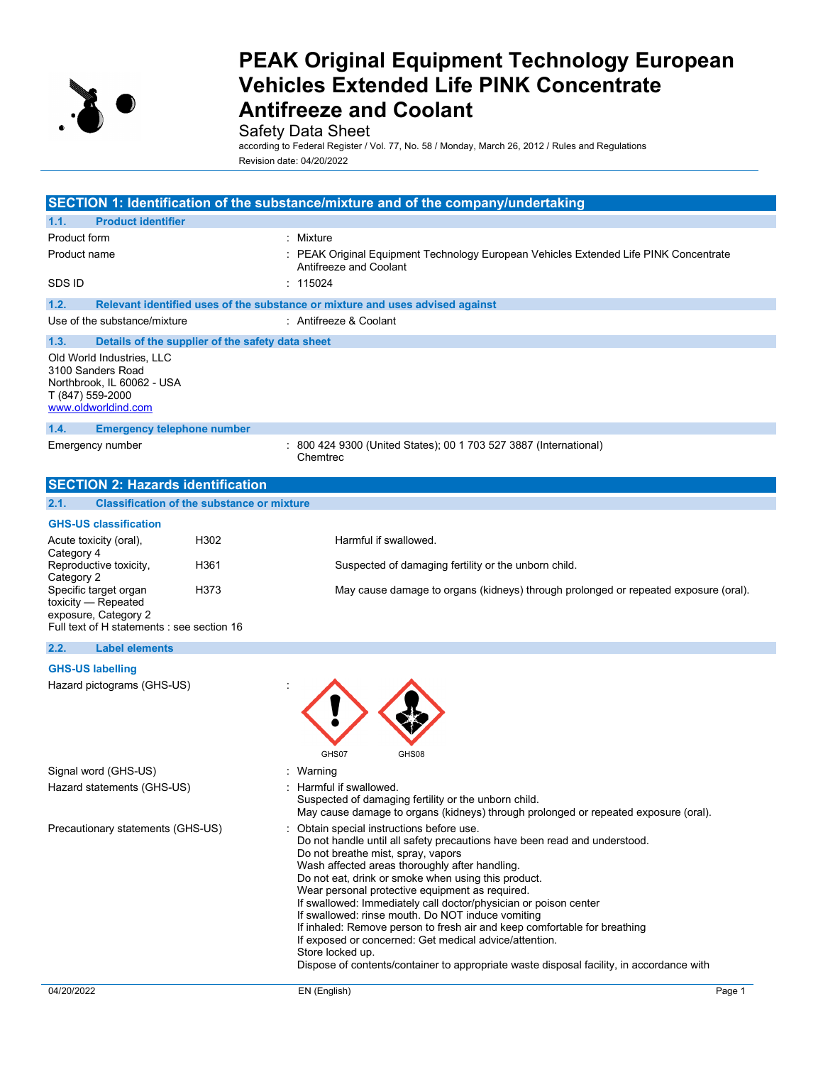# PEAK Original Equipment Technology European Vehicles Extended Life PINK Concentrate Antifreeze and Coolant

Safety Data Sheet

according to Federal Register / Vol. 77, No. 58 / Monday, March 26, 2012 / Rules and Regulations

Revision date: 04/20/2022

## SECTION 1: Identification of the substance/mixture and of the company/undertaking

### 1.1. Product identifier

| | |
|---|---|
| Product form | : Mixture |
| Product name | : PEAK Original Equipment Technology European Vehicles Extended Life PINK Concentrate Antifreeze and Coolant |
| SDS ID | : 115024 |

### 1.2. Relevant identified uses of the substance or mixture and uses advised against

| | |
|---|---|
| Use of the substance/mixture | : Antifreeze & Coolant |

### 1.3. Details of the supplier of the safety data sheet

Old World Industries, LLC
3100 Sanders Road
Northbrook, IL 60062 - USA
T (847) 559-2000
www.oldworldind.com

### 1.4. Emergency telephone number

| | |
|---|---|
| Emergency number | : 800 424 9300 (United States); 00 1 703 527 3887 (International) Chemtrec |

## SECTION 2: Hazards identification

### 2.1. Classification of the substance or mixture

**GHS-US classification**

| | | |
|---|---|---|
| Acute toxicity (oral), Category 4 | H302 | Harmful if swallowed. |
| Reproductive toxicity, Category 2 | H361 | Suspected of damaging fertility or the unborn child. |
| Specific target organ toxicity — Repeated exposure, Category 2 | H373 | May cause damage to organs (kidneys) through prolonged or repeated exposure (oral). |

Full text of H statements : see section 16

### 2.2. Label elements

**GHS-US labelling**

Hazard pictograms (GHS-US) :

GHS07 GHS08

Signal word (GHS-US) : Warning

Hazard statements (GHS-US) :
Harmful if swallowed.
Suspected of damaging fertility or the unborn child.
May cause damage to organs (kidneys) through prolonged or repeated exposure (oral).

Precautionary statements (GHS-US) :
Obtain special instructions before use.
Do not handle until all safety precautions have been read and understood.
Do not breathe mist, spray, vapors
Wash affected areas thoroughly after handling.
Do not eat, drink or smoke when using this product.
Wear personal protective equipment as required.
If swallowed: Immediately call doctor/physician or poison center
If swallowed: rinse mouth. Do NOT induce vomiting
If inhaled: Remove person to fresh air and keep comfortable for breathing
If exposed or concerned: Get medical advice/attention.
Store locked up.
Dispose of contents/container to appropriate waste disposal facility, in accordance with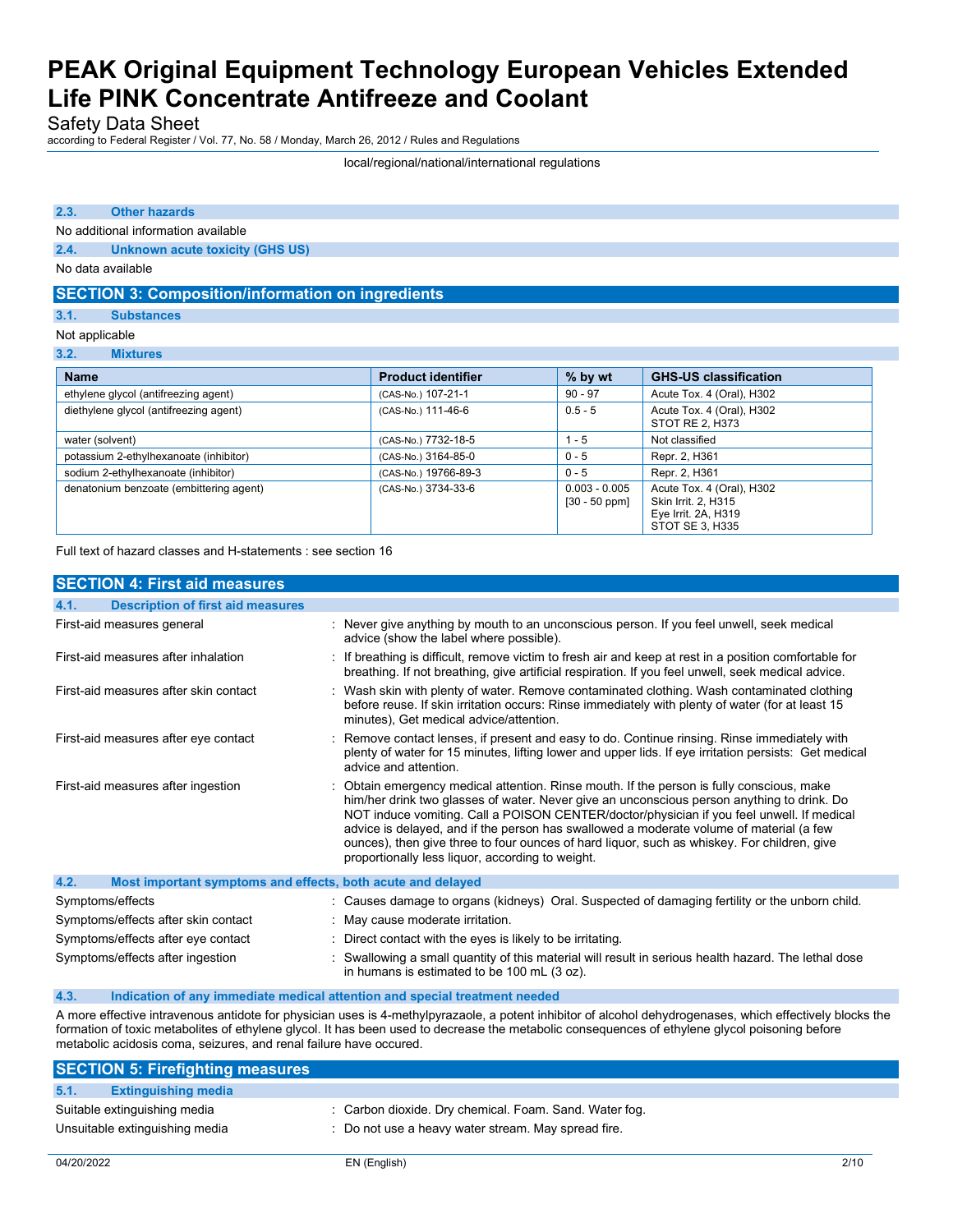local/regional/national/international regulations

### 2.3. Other hazards

No additional information available

### 2.4. Unknown acute toxicity (GHS US)

No data available

## SECTION 3: Composition/information on ingredients

### 3.1. Substances

Not applicable

### 3.2. Mixtures

| Name | Product identifier | % by wt | GHS-US classification |
|---|---|---|---|
| ethylene glycol (antifreezing agent) | (CAS-No.) 107-21-1 | 90 - 97 | Acute Tox. 4 (Oral), H302 |
| diethylene glycol (antifreezing agent) | (CAS-No.) 111-46-6 | 0.5 - 5 | Acute Tox. 4 (Oral), H302<br>STOT RE 2, H373 |
| water (solvent) | (CAS-No.) 7732-18-5 | 1 - 5 | Not classified |
| potassium 2-ethylhexanoate (inhibitor) | (CAS-No.) 3164-85-0 | 0 - 5 | Repr. 2, H361 |
| sodium 2-ethylhexanoate (inhibitor) | (CAS-No.) 19766-89-3 | 0 - 5 | Repr. 2, H361 |
| denatonium benzoate (embittering agent) | (CAS-No.) 3734-33-6 | 0.003 - 0.005<br>[30 - 50 ppm] | Acute Tox. 4 (Oral), H302<br>Skin Irrit. 2, H315<br>Eye Irrit. 2A, H319<br>STOT SE 3, H335 |

Full text of hazard classes and H-statements : see section 16

## SECTION 4: First aid measures

### 4.1. Description of first aid measures

First-aid measures general : Never give anything by mouth to an unconscious person. If you feel unwell, seek medical advice (show the label where possible).

First-aid measures after inhalation : If breathing is difficult, remove victim to fresh air and keep at rest in a position comfortable for breathing. If not breathing, give artificial respiration. If you feel unwell, seek medical advice.

First-aid measures after skin contact : Wash skin with plenty of water. Remove contaminated clothing. Wash contaminated clothing before reuse. If skin irritation occurs: Rinse immediately with plenty of water (for at least 15 minutes), Get medical advice/attention.

First-aid measures after eye contact : Remove contact lenses, if present and easy to do. Continue rinsing. Rinse immediately with plenty of water for 15 minutes, lifting lower and upper lids. If eye irritation persists: Get medical advice and attention.

First-aid measures after ingestion : Obtain emergency medical attention. Rinse mouth. If the person is fully conscious, make him/her drink two glasses of water. Never give an unconscious person anything to drink. Do NOT induce vomiting. Call a POISON CENTER/doctor/physician if you feel unwell. If medical advice is delayed, and if the person has swallowed a moderate volume of material (a few ounces), then give three to four ounces of hard liquor, such as whiskey. For children, give proportionally less liquor, according to weight.

### 4.2. Most important symptoms and effects, both acute and delayed

Symptoms/effects : Causes damage to organs (kidneys) Oral. Suspected of damaging fertility or the unborn child.

Symptoms/effects after skin contact : May cause moderate irritation.

Symptoms/effects after eye contact : Direct contact with the eyes is likely to be irritating.

Symptoms/effects after ingestion : Swallowing a small quantity of this material will result in serious health hazard. The lethal dose in humans is estimated to be 100 mL (3 oz).

### 4.3. Indication of any immediate medical attention and special treatment needed

A more effective intravenous antidote for physician uses is 4-methylpyrazaole, a potent inhibitor of alcohol dehydrogenases, which effectively blocks the formation of toxic metabolites of ethylene glycol. It has been used to decrease the metabolic consequences of ethylene glycol poisoning before metabolic acidosis coma, seizures, and renal failure have occured.

## SECTION 5: Firefighting measures

### 5.1. Extinguishing media

Suitable extinguishing media : Carbon dioxide. Dry chemical. Foam. Sand. Water fog.

Unsuitable extinguishing media : Do not use a heavy water stream. May spread fire.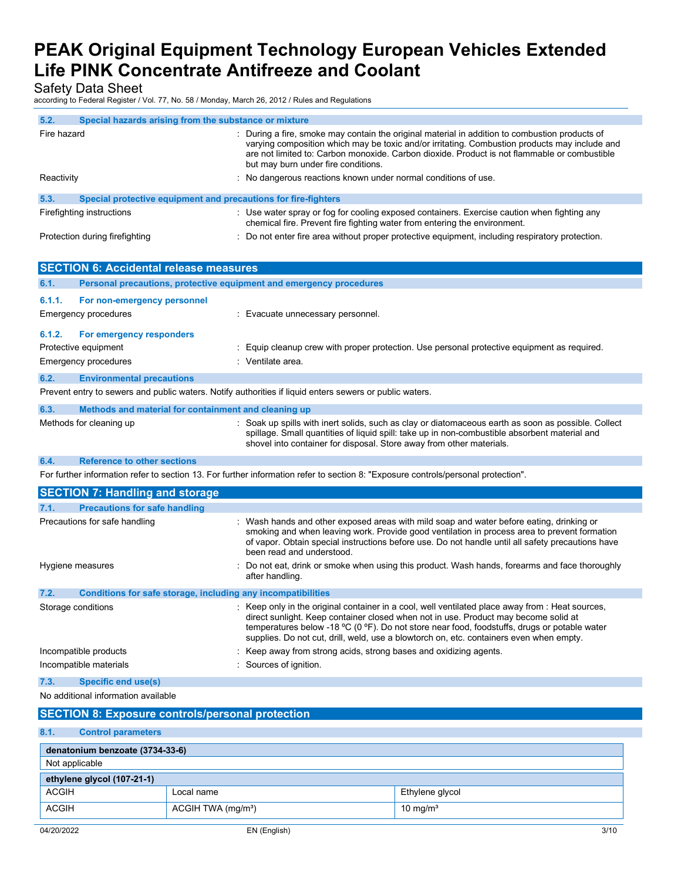### 5.2. Special hazards arising from the substance or mixture

| | |
|---|---|
| Fire hazard | : During a fire, smoke may contain the original material in addition to combustion products of varying composition which may be toxic and/or irritating. Combustion products may include and are not limited to: Carbon monoxide. Carbon dioxide. Product is not flammable or combustible but may burn under fire conditions. |
| Reactivity | : No dangerous reactions known under normal conditions of use. |

### 5.3. Special protective equipment and precautions for fire-fighters

| | |
|---|---|
| Firefighting instructions | : Use water spray or fog for cooling exposed containers. Exercise caution when fighting any chemical fire. Prevent fire fighting water from entering the environment. |
| Protection during firefighting | : Do not enter fire area without proper protective equipment, including respiratory protection. |

## SECTION 6: Accidental release measures

### 6.1. Personal precautions, protective equipment and emergency procedures

#### 6.1.1. For non-emergency personnel

| | |
|---|---|
| Emergency procedures | : Evacuate unnecessary personnel. |

#### 6.1.2. For emergency responders

| | |
|---|---|
| Protective equipment | : Equip cleanup crew with proper protection. Use personal protective equipment as required. |
| Emergency procedures | : Ventilate area. |

### 6.2. Environmental precautions

Prevent entry to sewers and public waters. Notify authorities if liquid enters sewers or public waters.

### 6.3. Methods and material for containment and cleaning up

| | |
|---|---|
| Methods for cleaning up | : Soak up spills with inert solids, such as clay or diatomaceous earth as soon as possible. Collect spillage. Small quantities of liquid spill: take up in non-combustible absorbent material and shovel into container for disposal. Store away from other materials. |

### 6.4. Reference to other sections

For further information refer to section 13. For further information refer to section 8: "Exposure controls/personal protection".

## SECTION 7: Handling and storage

### 7.1. Precautions for safe handling

| | |
|---|---|
| Precautions for safe handling | : Wash hands and other exposed areas with mild soap and water before eating, drinking or smoking and when leaving work. Provide good ventilation in process area to prevent formation of vapor. Obtain special instructions before use. Do not handle until all safety precautions have been read and understood. |
| Hygiene measures | : Do not eat, drink or smoke when using this product. Wash hands, forearms and face thoroughly after handling. |

### 7.2. Conditions for safe storage, including any incompatibilities

| | |
|---|---|
| Storage conditions | : Keep only in the original container in a cool, well ventilated place away from : Heat sources, direct sunlight. Keep container closed when not in use. Product may become solid at temperatures below -18 ºC (0 ºF). Do not store near food, foodstuffs, drugs or potable water supplies. Do not cut, drill, weld, use a blowtorch on, etc. containers even when empty. |
| Incompatible products | : Keep away from strong acids, strong bases and oxidizing agents. |
| Incompatible materials | : Sources of ignition. |

### 7.3. Specific end use(s)

No additional information available

## SECTION 8: Exposure controls/personal protection

### 8.1. Control parameters

| denatonium benzoate (3734-33-6) | | |
|---|---|---|
| Not applicable | | |

| ethylene glycol (107-21-1) | | |
|---|---|---|
| ACGIH | Local name | Ethylene glycol |
| ACGIH | ACGIH TWA (mg/m³) | 10 mg/m³ |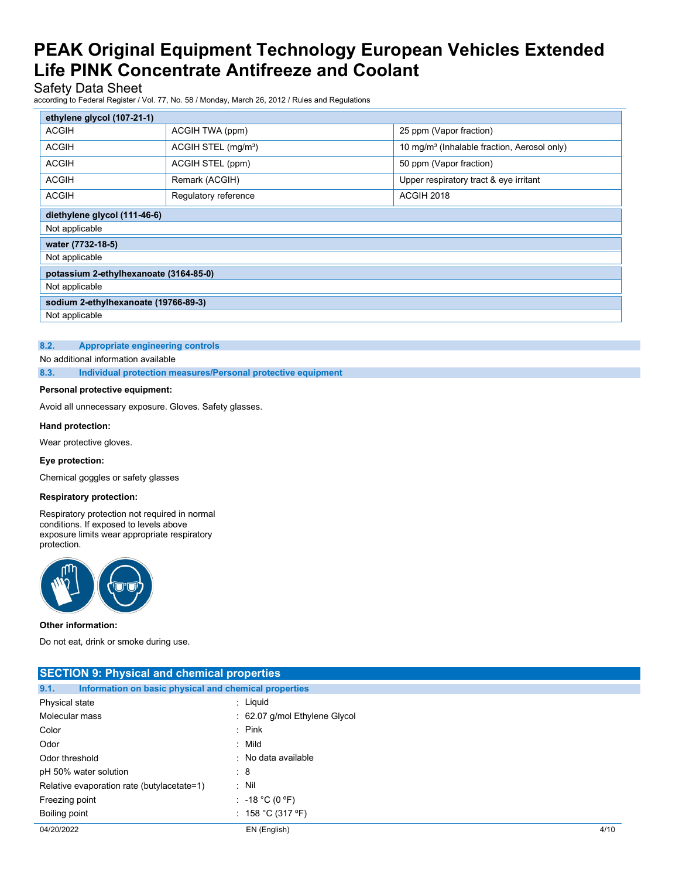| ethylene glycol (107-21-1) | | |
|---|---|---|
| ACGIH | ACGIH TWA (ppm) | 25 ppm (Vapor fraction) |
| ACGIH | ACGIH STEL (mg/m³) | 10 mg/m³ (Inhalable fraction, Aerosol only) |
| ACGIH | ACGIH STEL (ppm) | 50 ppm (Vapor fraction) |
| ACGIH | Remark (ACGIH) | Upper respiratory tract & eye irritant |
| ACGIH | Regulatory reference | ACGIH 2018 |

| diethylene glycol (111-46-6) |
|---|
| Not applicable |

| water (7732-18-5) |
|---|
| Not applicable |

| potassium 2-ethylhexanoate (3164-85-0) |
|---|
| Not applicable |

| sodium 2-ethylhexanoate (19766-89-3) |
|---|
| Not applicable |

### 8.2. Appropriate engineering controls

No additional information available

### 8.3. Individual protection measures/Personal protective equipment

**Personal protective equipment:**

Avoid all unnecessary exposure. Gloves. Safety glasses.

**Hand protection:**

Wear protective gloves.

**Eye protection:**

Chemical goggles or safety glasses

**Respiratory protection:**

Respiratory protection not required in normal conditions. If exposed to levels above exposure limits wear appropriate respiratory protection.

**Other information:**

Do not eat, drink or smoke during use.

## SECTION 9: Physical and chemical properties

### 9.1. Information on basic physical and chemical properties

| | |
|---|---|
| Physical state | : Liquid |
| Molecular mass | : 62.07 g/mol Ethylene Glycol |
| Color | : Pink |
| Odor | : Mild |
| Odor threshold | : No data available |
| pH 50% water solution | : 8 |
| Relative evaporation rate (butylacetate=1) | : Nil |
| Freezing point | : -18 °C (0 °F) |
| Boiling point | : 158 °C (317 °F) |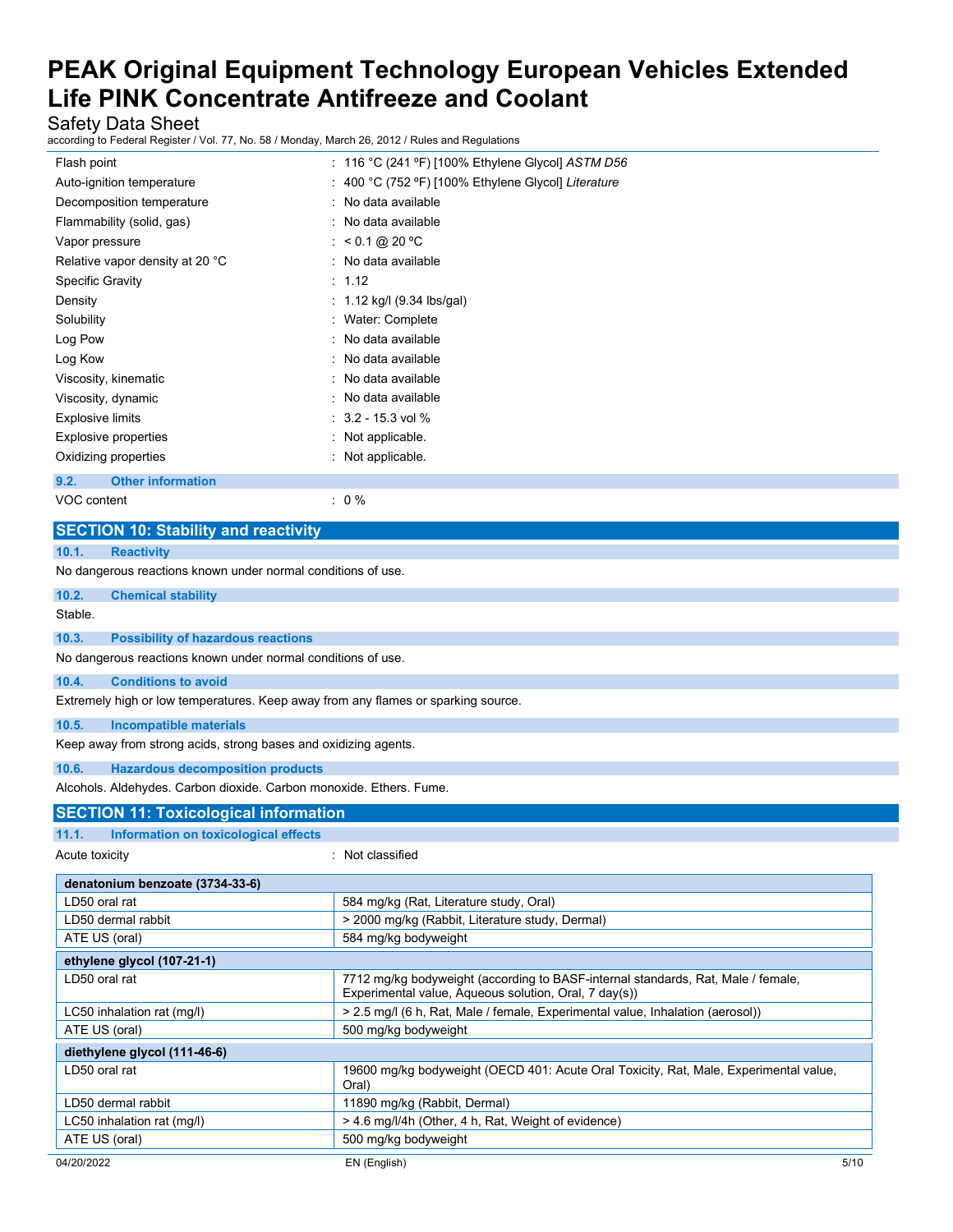| | |
|---|---|
| Flash point | : 116 °C (241 °F) [100% Ethylene Glycol] *ASTM D56* |
| Auto-ignition temperature | : 400 °C (752 °F) [100% Ethylene Glycol] *Literature* |
| Decomposition temperature | : No data available |
| Flammability (solid, gas) | : No data available |
| Vapor pressure | : < 0.1 @ 20 ºC |
| Relative vapor density at 20 °C | : No data available |
| Specific Gravity | : 1.12 |
| Density | : 1.12 kg/l (9.34 lbs/gal) |
| Solubility | : Water: Complete |
| Log Pow | : No data available |
| Log Kow | : No data available |
| Viscosity, kinematic | : No data available |
| Viscosity, dynamic | : No data available |
| Explosive limits | : 3.2 - 15.3 vol % |
| Explosive properties | : Not applicable. |
| Oxidizing properties | : Not applicable. |

### 9.2. Other information

VOC content : 0 %

## SECTION 10: Stability and reactivity

### 10.1. Reactivity

No dangerous reactions known under normal conditions of use.

### 10.2. Chemical stability

Stable.

### 10.3. Possibility of hazardous reactions

No dangerous reactions known under normal conditions of use.

### 10.4. Conditions to avoid

Extremely high or low temperatures. Keep away from any flames or sparking source.

### 10.5. Incompatible materials

Keep away from strong acids, strong bases and oxidizing agents.

### 10.6. Hazardous decomposition products

Alcohols. Aldehydes. Carbon dioxide. Carbon monoxide. Ethers. Fume.

## SECTION 11: Toxicological information

### 11.1. Information on toxicological effects

Acute toxicity : Not classified

| denatonium benzoate (3734-33-6) | |
|---|---|
| LD50 oral rat | 584 mg/kg (Rat, Literature study, Oral) |
| LD50 dermal rabbit | > 2000 mg/kg (Rabbit, Literature study, Dermal) |
| ATE US (oral) | 584 mg/kg bodyweight |
| **ethylene glycol (107-21-1)** | |
| LD50 oral rat | 7712 mg/kg bodyweight (according to BASF-internal standards, Rat, Male / female, Experimental value, Aqueous solution, Oral, 7 day(s)) |
| LC50 inhalation rat (mg/l) | > 2.5 mg/l (6 h, Rat, Male / female, Experimental value, Inhalation (aerosol)) |
| ATE US (oral) | 500 mg/kg bodyweight |
| **diethylene glycol (111-46-6)** | |
| LD50 oral rat | 19600 mg/kg bodyweight (OECD 401: Acute Oral Toxicity, Rat, Male, Experimental value, Oral) |
| LD50 dermal rabbit | 11890 mg/kg (Rabbit, Dermal) |
| LC50 inhalation rat (mg/l) | > 4.6 mg/l/4h (Other, 4 h, Rat, Weight of evidence) |
| ATE US (oral) | 500 mg/kg bodyweight |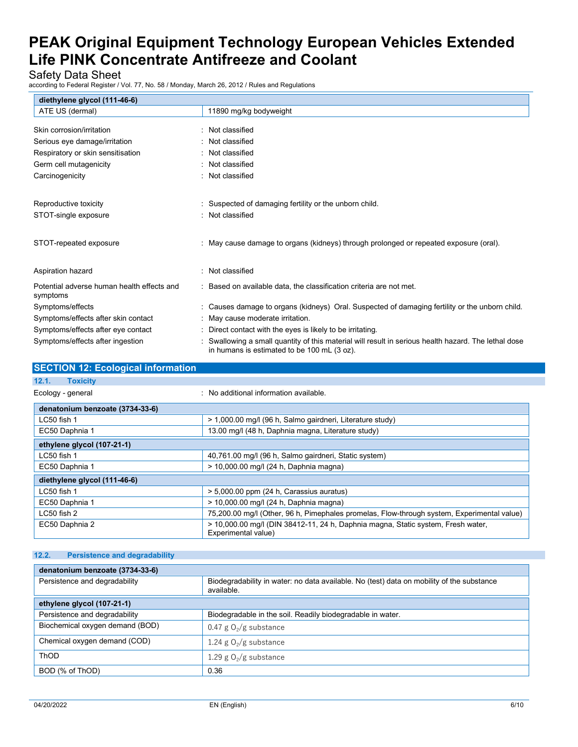| diethylene glycol (111-46-6) | |
|---|---|
| ATE US (dermal) | 11890 mg/kg bodyweight |

Skin corrosion/irritation : Not classified

Serious eye damage/irritation : Not classified

Respiratory or skin sensitisation : Not classified

Germ cell mutagenicity : Not classified

Carcinogenicity : Not classified

Reproductive toxicity : Suspected of damaging fertility or the unborn child.

STOT-single exposure : Not classified

STOT-repeated exposure : May cause damage to organs (kidneys) through prolonged or repeated exposure (oral).

Aspiration hazard : Not classified

Potential adverse human health effects and symptoms : Based on available data, the classification criteria are not met.

Symptoms/effects : Causes damage to organs (kidneys) Oral. Suspected of damaging fertility or the unborn child.

Symptoms/effects after skin contact : May cause moderate irritation.

Symptoms/effects after eye contact : Direct contact with the eyes is likely to be irritating.

Symptoms/effects after ingestion : Swallowing a small quantity of this material will result in serious health hazard. The lethal dose in humans is estimated to be 100 mL (3 oz).

## SECTION 12: Ecological information

### 12.1. Toxicity

Ecology - general : No additional information available.

| denatonium benzoate (3734-33-6) | |
|---|---|
| LC50 fish 1 | > 1,000.00 mg/l (96 h, Salmo gairdneri, Literature study) |
| EC50 Daphnia 1 | 13.00 mg/l (48 h, Daphnia magna, Literature study) |
| **ethylene glycol (107-21-1)** | |
| LC50 fish 1 | 40,761.00 mg/l (96 h, Salmo gairdneri, Static system) |
| EC50 Daphnia 1 | > 10,000.00 mg/l (24 h, Daphnia magna) |
| **diethylene glycol (111-46-6)** | |
| LC50 fish 1 | > 5,000.00 ppm (24 h, Carassius auratus) |
| EC50 Daphnia 1 | > 10,000.00 mg/l (24 h, Daphnia magna) |
| LC50 fish 2 | 75,200.00 mg/l (Other, 96 h, Pimephales promelas, Flow-through system, Experimental value) |
| EC50 Daphnia 2 | > 10,000.00 mg/l (DIN 38412-11, 24 h, Daphnia magna, Static system, Fresh water, Experimental value) |

### 12.2. Persistence and degradability

| denatonium benzoate (3734-33-6) | |
|---|---|
| Persistence and degradability | Biodegradability in water: no data available. No (test) data on mobility of the substance available. |
| **ethylene glycol (107-21-1)** | |
| Persistence and degradability | Biodegradable in the soil. Readily biodegradable in water. |
| Biochemical oxygen demand (BOD) | 0.47 g $O_2$/g substance |
| Chemical oxygen demand (COD) | 1.24 g $O_2$/g substance |
| ThOD | 1.29 g $O_2$/g substance |
| BOD (% of ThOD) | 0.36 |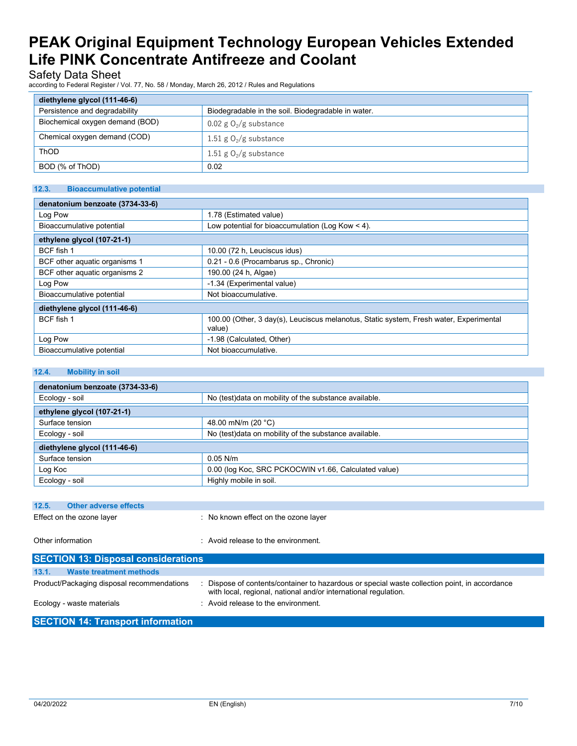| diethylene glycol (111-46-6) | |
|---|---|
| Persistence and degradability | Biodegradable in the soil. Biodegradable in water. |
| Biochemical oxygen demand (BOD) | 0.02 g $O_2$/g substance |
| Chemical oxygen demand (COD) | 1.51 g $O_2$/g substance |
| ThOD | 1.51 g $O_2$/g substance |
| BOD (% of ThOD) | 0.02 |

### 12.3. Bioaccumulative potential

| denatonium benzoate (3734-33-6) | |
|---|---|
| Log Pow | 1.78 (Estimated value) |
| Bioaccumulative potential | Low potential for bioaccumulation (Log Kow < 4). |
| **ethylene glycol (107-21-1)** | |
| BCF fish 1 | 10.00 (72 h, Leuciscus idus) |
| BCF other aquatic organisms 1 | 0.21 - 0.6 (Procambarus sp., Chronic) |
| BCF other aquatic organisms 2 | 190.00 (24 h, Algae) |
| Log Pow | -1.34 (Experimental value) |
| Bioaccumulative potential | Not bioaccumulative. |
| **diethylene glycol (111-46-6)** | |
| BCF fish 1 | 100.00 (Other, 3 day(s), Leuciscus melanotus, Static system, Fresh water, Experimental value) |
| Log Pow | -1.98 (Calculated, Other) |
| Bioaccumulative potential | Not bioaccumulative. |

### 12.4. Mobility in soil

| denatonium benzoate (3734-33-6) | |
|---|---|
| Ecology - soil | No (test)data on mobility of the substance available. |
| **ethylene glycol (107-21-1)** | |
| Surface tension | 48.00 mN/m (20 °C) |
| Ecology - soil | No (test)data on mobility of the substance available. |
| **diethylene glycol (111-46-6)** | |
| Surface tension | 0.05 N/m |
| Log Koc | 0.00 (log Koc, SRC PCKOCWIN v1.66, Calculated value) |
| Ecology - soil | Highly mobile in soil. |

### 12.5. Other adverse effects

Effect on the ozone layer : No known effect on the ozone layer

Other information : Avoid release to the environment.

## SECTION 13: Disposal considerations

### 13.1. Waste treatment methods

Product/Packaging disposal recommendations : Dispose of contents/container to hazardous or special waste collection point, in accordance with local, regional, national and/or international regulation.

Ecology - waste materials : Avoid release to the environment.

## SECTION 14: Transport information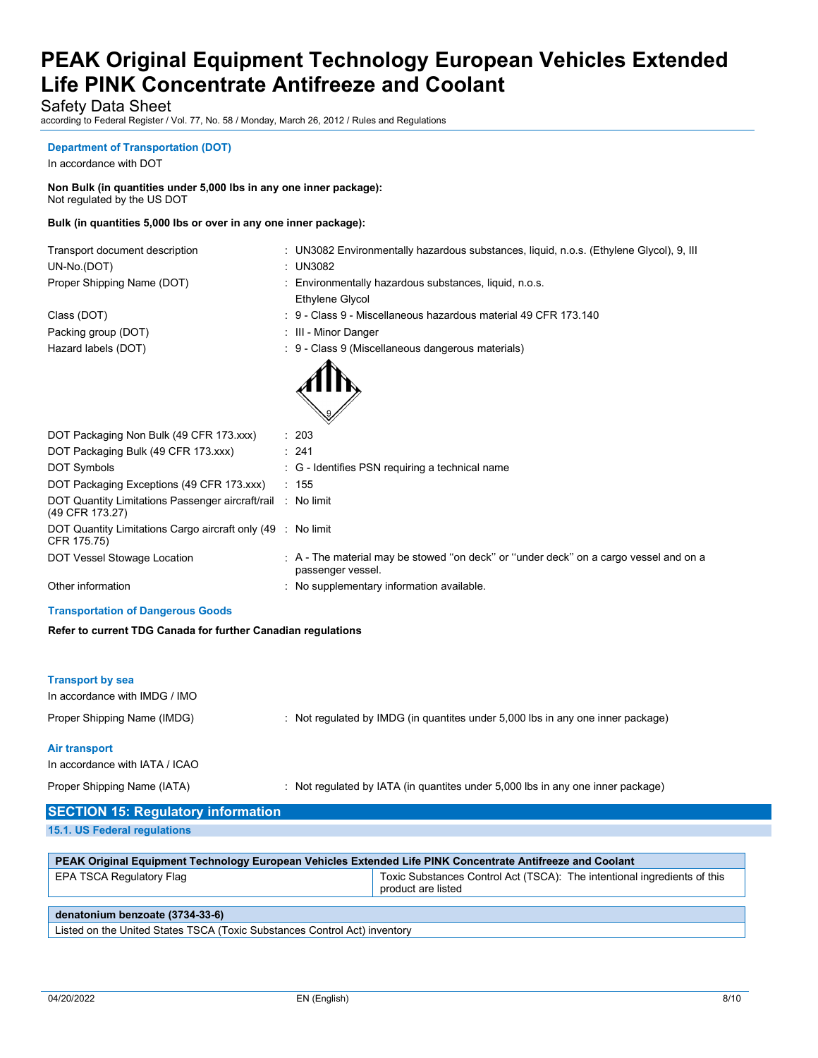**Department of Transportation (DOT)**

In accordance with DOT

**Non Bulk (in quantities under 5,000 lbs in any one inner package):**
Not regulated by the US DOT

**Bulk (in quantities 5,000 lbs or over in any one inner package):**

| | |
|---|---|
| Transport document description | : UN3082 Environmentally hazardous substances, liquid, n.o.s. (Ethylene Glycol), 9, III |
| UN-No.(DOT) | : UN3082 |
| Proper Shipping Name (DOT) | : Environmentally hazardous substances, liquid, n.o.s. Ethylene Glycol |
| Class (DOT) | : 9 - Class 9 - Miscellaneous hazardous material 49 CFR 173.140 |
| Packing group (DOT) | : III - Minor Danger |
| Hazard labels (DOT) | : 9 - Class 9 (Miscellaneous dangerous materials) |
| DOT Packaging Non Bulk (49 CFR 173.xxx) | : 203 |
| DOT Packaging Bulk (49 CFR 173.xxx) | : 241 |
| DOT Symbols | : G - Identifies PSN requiring a technical name |
| DOT Packaging Exceptions (49 CFR 173.xxx) | : 155 |
| DOT Quantity Limitations Passenger aircraft/rail (49 CFR 173.27) | : No limit |
| DOT Quantity Limitations Cargo aircraft only (49 CFR 175.75) | : No limit |
| DOT Vessel Stowage Location | : A - The material may be stowed ''on deck'' or ''under deck'' on a cargo vessel and on a passenger vessel. |
| Other information | : No supplementary information available. |

**Transportation of Dangerous Goods**

**Refer to current TDG Canada for further Canadian regulations**

**Transport by sea**

In accordance with IMDG / IMO

Proper Shipping Name (IMDG) : Not regulated by IMDG (in quantites under 5,000 lbs in any one inner package)

**Air transport**

In accordance with IATA / ICAO

Proper Shipping Name (IATA) : Not regulated by IATA (in quantites under 5,000 lbs in any one inner package)

## SECTION 15: Regulatory information

### 15.1. US Federal regulations

| PEAK Original Equipment Technology European Vehicles Extended Life PINK Concentrate Antifreeze and Coolant | |
|---|---|
| EPA TSCA Regulatory Flag | Toxic Substances Control Act (TSCA): The intentional ingredients of this product are listed |

| denatonium benzoate (3734-33-6) |
|---|
| Listed on the United States TSCA (Toxic Substances Control Act) inventory |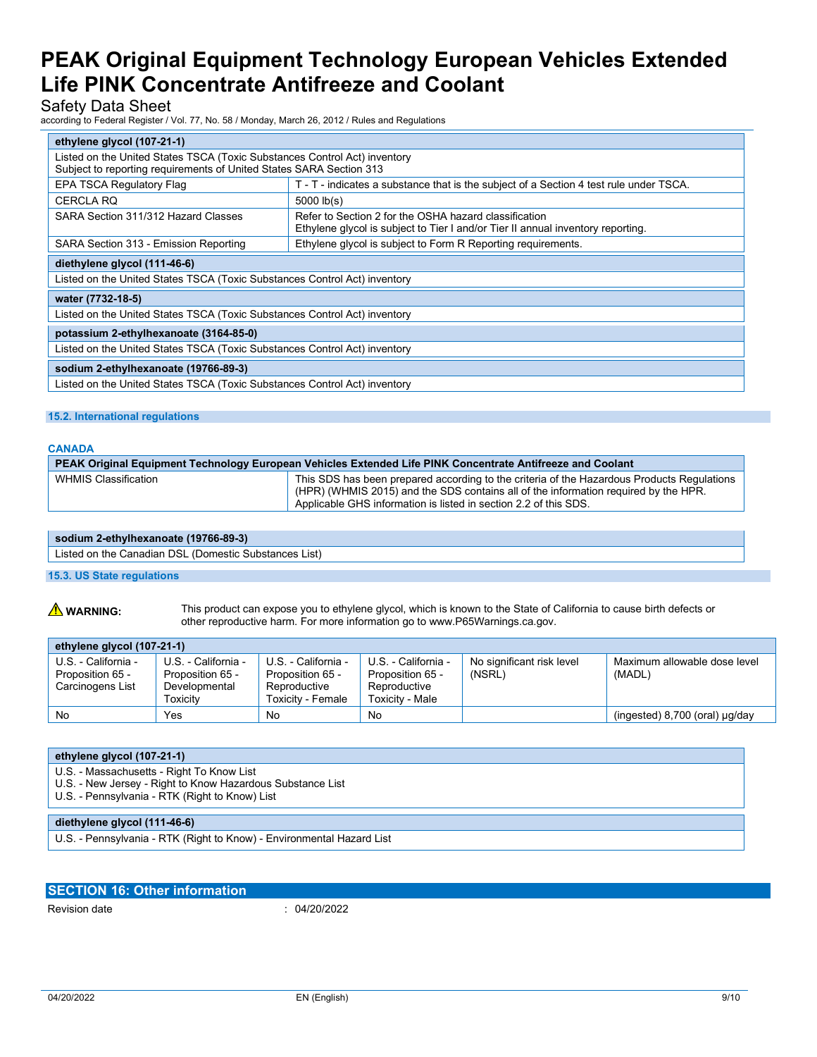| ethylene glycol (107-21-1) | |
|---|---|
| Listed on the United States TSCA (Toxic Substances Control Act) inventory<br>Subject to reporting requirements of United States SARA Section 313 | |
| EPA TSCA Regulatory Flag | T - T - indicates a substance that is the subject of a Section 4 test rule under TSCA. |
| CERCLA RQ | 5000 lb(s) |
| SARA Section 311/312 Hazard Classes | Refer to Section 2 for the OSHA hazard classification<br>Ethylene glycol is subject to Tier I and/or Tier II annual inventory reporting. |
| SARA Section 313 - Emission Reporting | Ethylene glycol is subject to Form R Reporting requirements. |

| diethylene glycol (111-46-6) |
|---|
| Listed on the United States TSCA (Toxic Substances Control Act) inventory |

| water (7732-18-5) |
|---|
| Listed on the United States TSCA (Toxic Substances Control Act) inventory |

| potassium 2-ethylhexanoate (3164-85-0) |
|---|
| Listed on the United States TSCA (Toxic Substances Control Act) inventory |

| sodium 2-ethylhexanoate (19766-89-3) |
|---|
| Listed on the United States TSCA (Toxic Substances Control Act) inventory |

### 15.2. International regulations

**CANADA**

| PEAK Original Equipment Technology European Vehicles Extended Life PINK Concentrate Antifreeze and Coolant | |
|---|---|
| WHMIS Classification | This SDS has been prepared according to the criteria of the Hazardous Products Regulations (HPR) (WHMIS 2015) and the SDS contains all of the information required by the HPR. Applicable GHS information is listed in section 2.2 of this SDS. |

| sodium 2-ethylhexanoate (19766-89-3) |
|---|
| Listed on the Canadian DSL (Domestic Substances List) |

### 15.3. US State regulations

⚠ **WARNING:** This product can expose you to ethylene glycol, which is known to the State of California to cause birth defects or other reproductive harm. For more information go to www.P65Warnings.ca.gov.

| ethylene glycol (107-21-1) | | | | | |
|---|---|---|---|---|---|
| U.S. - California - Proposition 65 - Carcinogens List | U.S. - California - Proposition 65 - Developmental Toxicity | U.S. - California - Proposition 65 - Reproductive Toxicity - Female | U.S. - California - Proposition 65 - Reproductive Toxicity - Male | No significant risk level (NSRL) | Maximum allowable dose level (MADL) |
| No | Yes | No | No | | (ingested) 8,700 (oral) µg/day |

| ethylene glycol (107-21-1) |
|---|
| U.S. - Massachusetts - Right To Know List<br>U.S. - New Jersey - Right to Know Hazardous Substance List<br>U.S. - Pennsylvania - RTK (Right to Know) List |

| diethylene glycol (111-46-6) |
|---|
| U.S. - Pennsylvania - RTK (Right to Know) - Environmental Hazard List |

## SECTION 16: Other information

Revision date : 04/20/2022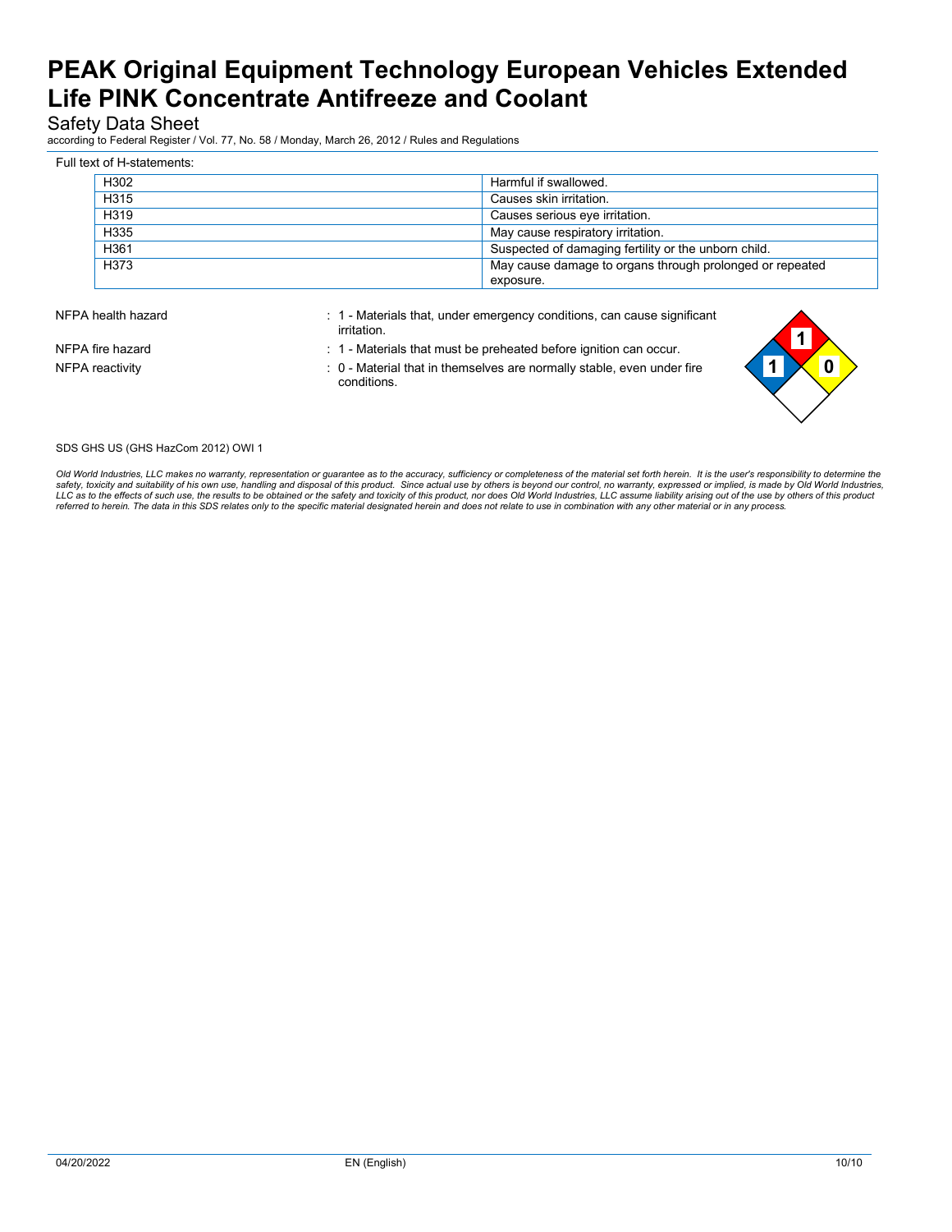Full text of H-statements:

| | |
|---|---|
| H302 | Harmful if swallowed. |
| H315 | Causes skin irritation. |
| H319 | Causes serious eye irritation. |
| H335 | May cause respiratory irritation. |
| H361 | Suspected of damaging fertility or the unborn child. |
| H373 | May cause damage to organs through prolonged or repeated exposure. |

NFPA health hazard : 1 - Materials that, under emergency conditions, can cause significant irritation.

NFPA fire hazard : 1 - Materials that must be preheated before ignition can occur.

NFPA reactivity : 0 - Material that in themselves are normally stable, even under fire conditions.

1

1

0

SDS GHS US (GHS HazCom 2012) OWI 1

*Old World Industries, LLC makes no warranty, representation or guarantee as to the accuracy, sufficiency or completeness of the material set forth herein. It is the user's responsibility to determine the safety, toxicity and suitability of his own use, handling and disposal of this product. Since actual use by others is beyond our control, no warranty, expressed or implied, is made by Old World Industries, LLC as to the effects of such use, the results to be obtained or the safety and toxicity of this product, nor does Old World Industries, LLC assume liability arising out of the use by others of this product referred to herein. The data in this SDS relates only to the specific material designated herein and does not relate to use in combination with any other material or in any process.*